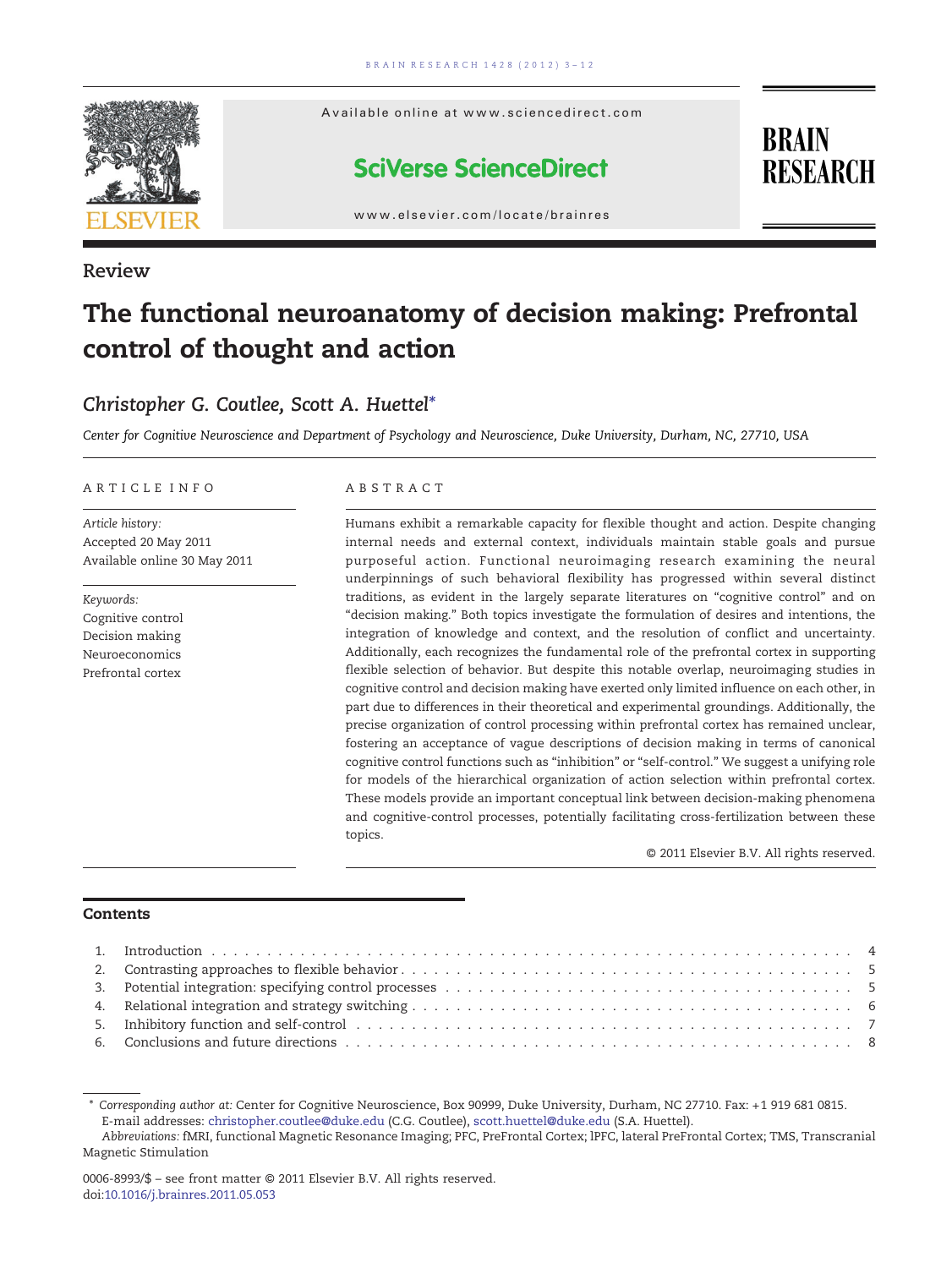Review

# The functional neuroanatomy of decision making: Prefrontal control of thought and action

*Christopher G. Coutlee, Scott A. Huettel**

*Center for Cognitive Neuroscience and Department of Psychology and Neuroscience, Duke University, Durham, NC, 27710, USA*

## ARTICLE INFO

*Article history:*
Accepted 20 May 2011
Available online 30 May 2011

*Keywords:*
Cognitive control
Decision making
Neuroeconomics
Prefrontal cortex

## ABSTRACT

Humans exhibit a remarkable capacity for flexible thought and action. Despite changing internal needs and external context, individuals maintain stable goals and pursue purposeful action. Functional neuroimaging research examining the neural underpinnings of such behavioral flexibility has progressed within several distinct traditions, as evident in the largely separate literatures on "cognitive control" and on "decision making." Both topics investigate the formulation of desires and intentions, the integration of knowledge and context, and the resolution of conflict and uncertainty. Additionally, each recognizes the fundamental role of the prefrontal cortex in supporting flexible selection of behavior. But despite this notable overlap, neuroimaging studies in cognitive control and decision making have exerted only limited influence on each other, in part due to differences in their theoretical and experimental groundings. Additionally, the precise organization of control processing within prefrontal cortex has remained unclear, fostering an acceptance of vague descriptions of decision making in terms of canonical cognitive control functions such as "inhibition" or "self-control." We suggest a unifying role for models of the hierarchical organization of action selection within prefrontal cortex. These models provide an important conceptual link between decision-making phenomena and cognitive-control processes, potentially facilitating cross-fertilization between these topics.

© 2011 Elsevier B.V. All rights reserved.

## Contents

1. Introduction . . . 4
2. Contrasting approaches to flexible behavior . . . 5
3. Potential integration: specifying control processes . . . 5
4. Relational integration and strategy switching . . . 6
5. Inhibitory function and self-control . . . 7
6. Conclusions and future directions . . . 8

\* *Corresponding author at:* Center for Cognitive Neuroscience, Box 90999, Duke University, Durham, NC 27710. Fax: +1 919 681 0815.
E-mail addresses: christopher.coutlee@duke.edu (C.G. Coutlee), scott.huettel@duke.edu (S.A. Huettel).
*Abbreviations:* fMRI, functional Magnetic Resonance Imaging; PFC, PreFrontal Cortex; lPFC, lateral PreFrontal Cortex; TMS, Transcranial Magnetic Stimulation

0006-8993/$ – see front matter © 2011 Elsevier B.V. All rights reserved.
doi:10.1016/j.brainres.2011.05.053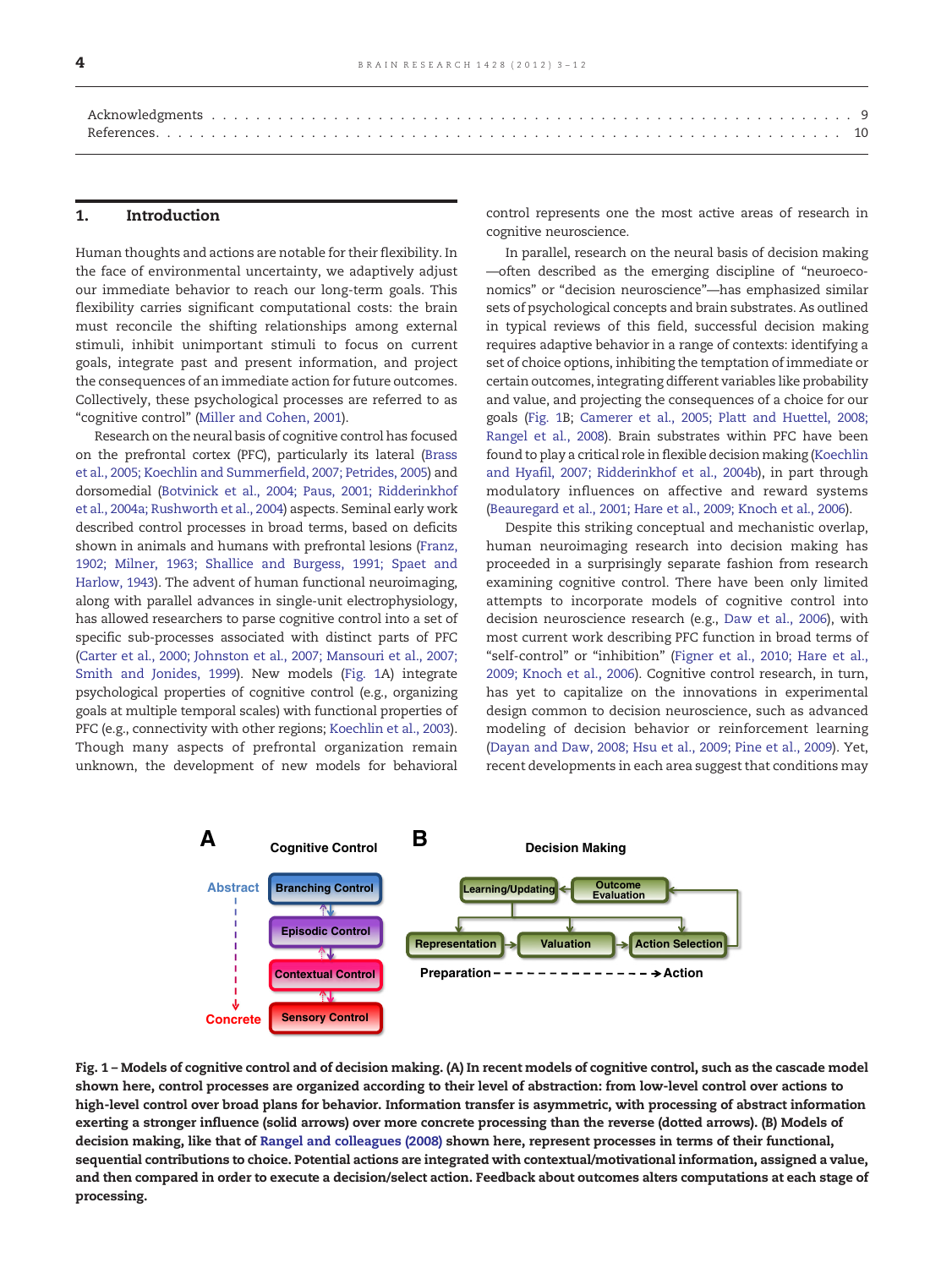Acknowledgments . . . . . . . . . . . . . . . . . . . . . . . . . . . . . . . . . . . . . . . . . . . . . . . . . . . . . . . . . . 9
References . . . . . . . . . . . . . . . . . . . . . . . . . . . . . . . . . . . . . . . . . . . . . . . . . . . . . . . . . . . . 10

## 1. Introduction

Human thoughts and actions are notable for their flexibility. In the face of environmental uncertainty, we adaptively adjust our immediate behavior to reach our long-term goals. This flexibility carries significant computational costs: the brain must reconcile the shifting relationships among external stimuli, inhibit unimportant stimuli to focus on current goals, integrate past and present information, and project the consequences of an immediate action for future outcomes. Collectively, these psychological processes are referred to as "cognitive control" (Miller and Cohen, 2001).

Research on the neural basis of cognitive control has focused on the prefrontal cortex (PFC), particularly its lateral (Brass et al., 2005; Koechlin and Summerfield, 2007; Petrides, 2005) and dorsomedial (Botvinick et al., 2004; Paus, 2001; Ridderinkhof et al., 2004a; Rushworth et al., 2004) aspects. Seminal early work described control processes in broad terms, based on deficits shown in animals and humans with prefrontal lesions (Franz, 1902; Milner, 1963; Shallice and Burgess, 1991; Spaet and Harlow, 1943). The advent of human functional neuroimaging, along with parallel advances in single-unit electrophysiology, has allowed researchers to parse cognitive control into a set of specific sub-processes associated with distinct parts of PFC (Carter et al., 2000; Johnston et al., 2007; Mansouri et al., 2007; Smith and Jonides, 1999). New models (Fig. 1A) integrate psychological properties of cognitive control (e.g., organizing goals at multiple temporal scales) with functional properties of PFC (e.g., connectivity with other regions; Koechlin et al., 2003). Though many aspects of prefrontal organization remain unknown, the development of new models for behavioral control represents one the most active areas of research in cognitive neuroscience.

In parallel, research on the neural basis of decision making —often described as the emerging discipline of "neuroeconomics" or "decision neuroscience"—has emphasized similar sets of psychological concepts and brain substrates. As outlined in typical reviews of this field, successful decision making requires adaptive behavior in a range of contexts: identifying a set of choice options, inhibiting the temptation of immediate or certain outcomes, integrating different variables like probability and value, and projecting the consequences of a choice for our goals (Fig. 1B; Camerer et al., 2005; Platt and Huettel, 2008; Rangel et al., 2008). Brain substrates within PFC have been found to play a critical role in flexible decision making (Koechlin and Hyafil, 2007; Ridderinkhof et al., 2004b), in part through modulatory influences on affective and reward systems (Beauregard et al., 2001; Hare et al., 2009; Knoch et al., 2006).

Despite this striking conceptual and mechanistic overlap, human neuroimaging research into decision making has proceeded in a surprisingly separate fashion from research examining cognitive control. There have been only limited attempts to incorporate models of cognitive control into decision neuroscience research (e.g., Daw et al., 2006), with most current work describing PFC function in broad terms of "self-control" or "inhibition" (Figner et al., 2010; Hare et al., 2009; Knoch et al., 2006). Cognitive control research, in turn, has yet to capitalize on the innovations in experimental design common to decision neuroscience, such as advanced modeling of decision behavior or reinforcement learning (Dayan and Daw, 2008; Hsu et al., 2009; Pine et al., 2009). Yet, recent developments in each area suggest that conditions may

**Fig. 1 – Models of cognitive control and of decision making. (A) In recent models of cognitive control, such as the cascade model shown here, control processes are organized according to their level of abstraction: from low-level control over actions to high-level control over broad plans for behavior. Information transfer is asymmetric, with processing of abstract information exerting a stronger influence (solid arrows) over more concrete processing than the reverse (dotted arrows). (B) Models of decision making, like that of Rangel and colleagues (2008) shown here, represent processes in terms of their functional, sequential contributions to choice. Potential actions are integrated with contextual/motivational information, assigned a value, and then compared in order to execute a decision/select action. Feedback about outcomes alters computations at each stage of processing.**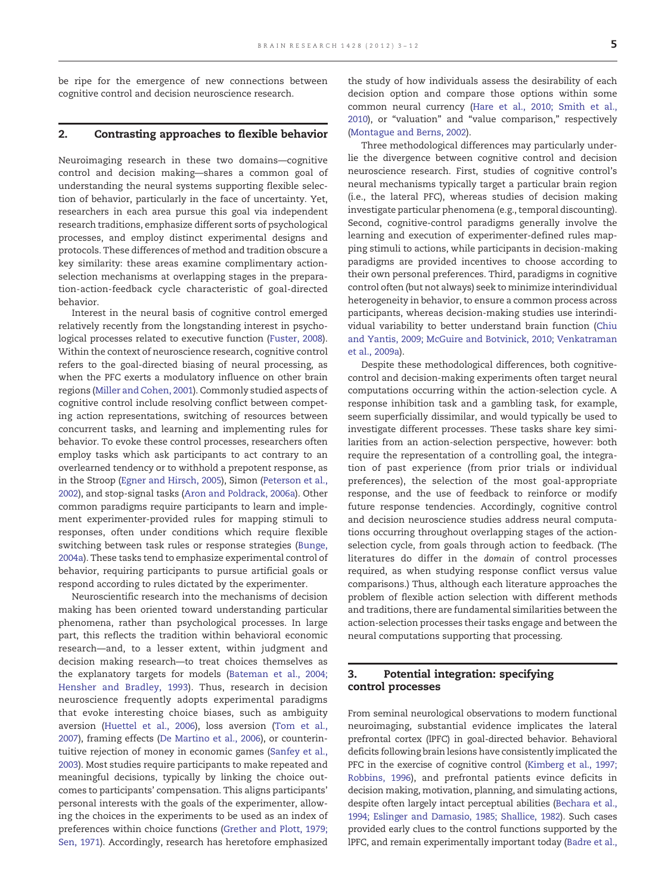be ripe for the emergence of new connections between cognitive control and decision neuroscience research.

## 2. Contrasting approaches to flexible behavior

Neuroimaging research in these two domains—cognitive control and decision making—shares a common goal of understanding the neural systems supporting flexible selection of behavior, particularly in the face of uncertainty. Yet, researchers in each area pursue this goal via independent research traditions, emphasize different sorts of psychological processes, and employ distinct experimental designs and protocols. These differences of method and tradition obscure a key similarity: these areas examine complimentary action-selection mechanisms at overlapping stages in the preparation-action-feedback cycle characteristic of goal-directed behavior.

Interest in the neural basis of cognitive control emerged relatively recently from the longstanding interest in psychological processes related to executive function (Fuster, 2008). Within the context of neuroscience research, cognitive control refers to the goal-directed biasing of neural processing, as when the PFC exerts a modulatory influence on other brain regions (Miller and Cohen, 2001). Commonly studied aspects of cognitive control include resolving conflict between competing action representations, switching of resources between concurrent tasks, and learning and implementing rules for behavior. To evoke these control processes, researchers often employ tasks which ask participants to act contrary to an overlearned tendency or to withhold a prepotent response, as in the Stroop (Egner and Hirsch, 2005), Simon (Peterson et al., 2002), and stop-signal tasks (Aron and Poldrack, 2006a). Other common paradigms require participants to learn and implement experimenter-provided rules for mapping stimuli to responses, often under conditions which require flexible switching between task rules or response strategies (Bunge, 2004a). These tasks tend to emphasize experimental control of behavior, requiring participants to pursue artificial goals or respond according to rules dictated by the experimenter.

Neuroscientific research into the mechanisms of decision making has been oriented toward understanding particular phenomena, rather than psychological processes. In large part, this reflects the tradition within behavioral economic research—and, to a lesser extent, within judgment and decision making research—to treat choices themselves as the explanatory targets for models (Bateman et al., 2004; Hensher and Bradley, 1993). Thus, research in decision neuroscience frequently adopts experimental paradigms that evoke interesting choice biases, such as ambiguity aversion (Huettel et al., 2006), loss aversion (Tom et al., 2007), framing effects (De Martino et al., 2006), or counterintuitive rejection of money in economic games (Sanfey et al., 2003). Most studies require participants to make repeated and meaningful decisions, typically by linking the choice outcomes to participants' compensation. This aligns participants' personal interests with the goals of the experimenter, allowing the choices in the experiments to be used as an index of preferences within choice functions (Grether and Plott, 1979; Sen, 1971). Accordingly, research has heretofore emphasized the study of how individuals assess the desirability of each decision option and compare those options within some common neural currency (Hare et al., 2010; Smith et al., 2010), or "valuation" and "value comparison," respectively (Montague and Berns, 2002).

Three methodological differences may particularly underlie the divergence between cognitive control and decision neuroscience research. First, studies of cognitive control's neural mechanisms typically target a particular brain region (i.e., the lateral PFC), whereas studies of decision making investigate particular phenomena (e.g., temporal discounting). Second, cognitive-control paradigms generally involve the learning and execution of experimenter-defined rules mapping stimuli to actions, while participants in decision-making paradigms are provided incentives to choose according to their own personal preferences. Third, paradigms in cognitive control often (but not always) seek to minimize interindividual heterogeneity in behavior, to ensure a common process across participants, whereas decision-making studies use interindividual variability to better understand brain function (Chiu and Yantis, 2009; McGuire and Botvinick, 2010; Venkatraman et al., 2009a).

Despite these methodological differences, both cognitive-control and decision-making experiments often target neural computations occurring within the action-selection cycle. A response inhibition task and a gambling task, for example, seem superficially dissimilar, and would typically be used to investigate different processes. These tasks share key similarities from an action-selection perspective, however: both require the representation of a controlling goal, the integration of past experience (from prior trials or individual preferences), the selection of the most goal-appropriate response, and the use of feedback to reinforce or modify future response tendencies. Accordingly, cognitive control and decision neuroscience studies address neural computations occurring throughout overlapping stages of the action-selection cycle, from goals through action to feedback. (The literatures do differ in the *domain* of control processes required, as when studying response conflict versus value comparisons.) Thus, although each literature approaches the problem of flexible action selection with different methods and traditions, there are fundamental similarities between the action-selection processes their tasks engage and between the neural computations supporting that processing.

## 3. Potential integration: specifying control processes

From seminal neurological observations to modern functional neuroimaging, substantial evidence implicates the lateral prefrontal cortex (lPFC) in goal-directed behavior. Behavioral deficits following brain lesions have consistently implicated the PFC in the exercise of cognitive control (Kimberg et al., 1997; Robbins, 1996), and prefrontal patients evince deficits in decision making, motivation, planning, and simulating actions, despite often largely intact perceptual abilities (Bechara et al., 1994; Eslinger and Damasio, 1985; Shallice, 1982). Such cases provided early clues to the control functions supported by the lPFC, and remain experimentally important today (Badre et al.,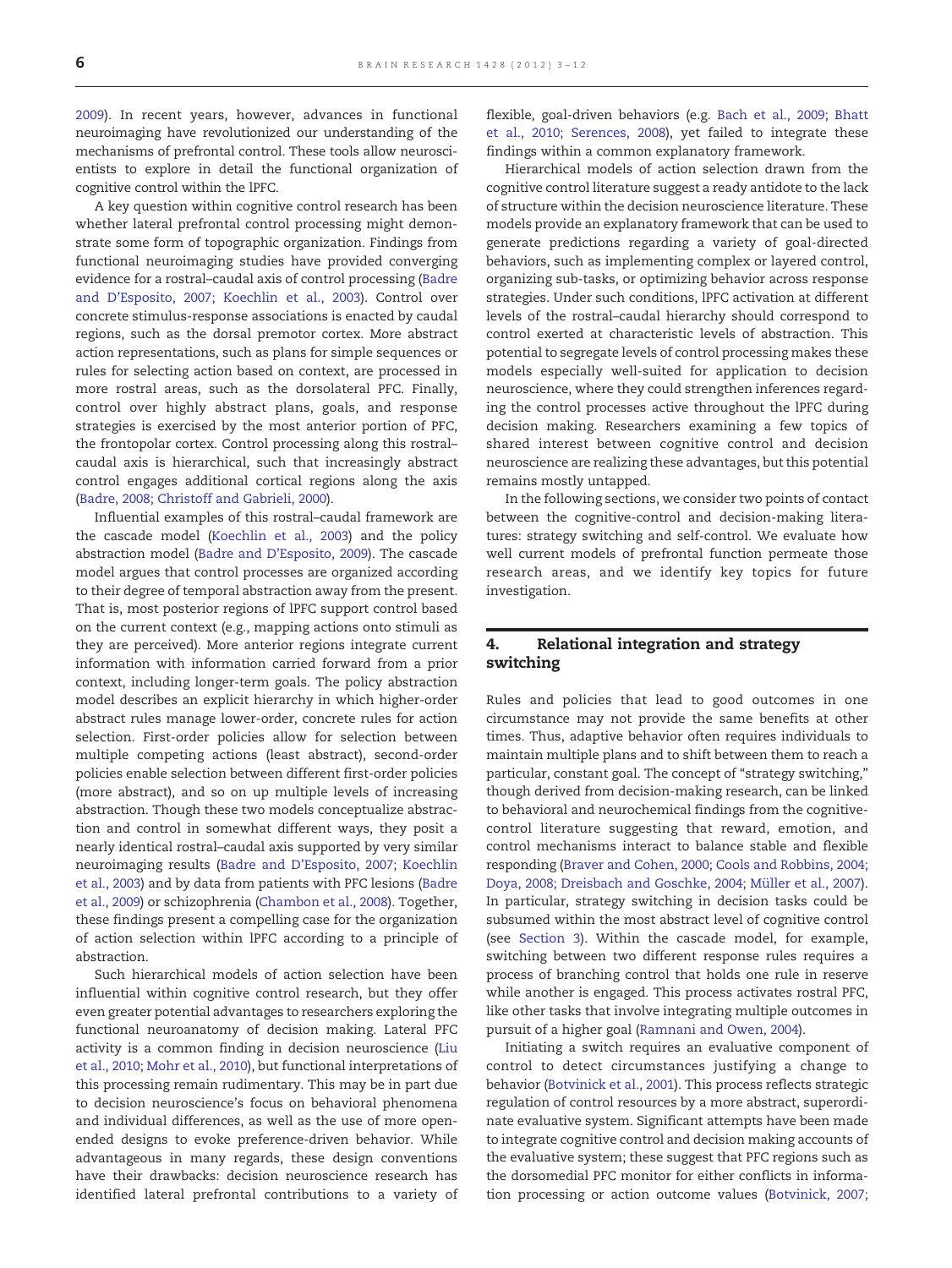2009). In recent years, however, advances in functional neuroimaging have revolutionized our understanding of the mechanisms of prefrontal control. These tools allow neuroscientists to explore in detail the functional organization of cognitive control within the lPFC.

A key question within cognitive control research has been whether lateral prefrontal control processing might demonstrate some form of topographic organization. Findings from functional neuroimaging studies have provided converging evidence for a rostral–caudal axis of control processing (Badre and D'Esposito, 2007; Koechlin et al., 2003). Control over concrete stimulus-response associations is enacted by caudal regions, such as the dorsal premotor cortex. More abstract action representations, such as plans for simple sequences or rules for selecting action based on context, are processed in more rostral areas, such as the dorsolateral PFC. Finally, control over highly abstract plans, goals, and response strategies is exercised by the most anterior portion of PFC, the frontopolar cortex. Control processing along this rostral–caudal axis is hierarchical, such that increasingly abstract control engages additional cortical regions along the axis (Badre, 2008; Christoff and Gabrieli, 2000).

Influential examples of this rostral–caudal framework are the cascade model (Koechlin et al., 2003) and the policy abstraction model (Badre and D'Esposito, 2009). The cascade model argues that control processes are organized according to their degree of temporal abstraction away from the present. That is, most posterior regions of lPFC support control based on the current context (e.g., mapping actions onto stimuli as they are perceived). More anterior regions integrate current information with information carried forward from a prior context, including longer-term goals. The policy abstraction model describes an explicit hierarchy in which higher-order abstract rules manage lower-order, concrete rules for action selection. First-order policies allow for selection between multiple competing actions (least abstract), second-order policies enable selection between different first-order policies (more abstract), and so on up multiple levels of increasing abstraction. Though these two models conceptualize abstraction and control in somewhat different ways, they posit a nearly identical rostral–caudal axis supported by very similar neuroimaging results (Badre and D'Esposito, 2007; Koechlin et al., 2003) and by data from patients with PFC lesions (Badre et al., 2009) or schizophrenia (Chambon et al., 2008). Together, these findings present a compelling case for the organization of action selection within lPFC according to a principle of abstraction.

Such hierarchical models of action selection have been influential within cognitive control research, but they offer even greater potential advantages to researchers exploring the functional neuroanatomy of decision making. Lateral PFC activity is a common finding in decision neuroscience (Liu et al., 2010; Mohr et al., 2010), but functional interpretations of this processing remain rudimentary. This may be in part due to decision neuroscience's focus on behavioral phenomena and individual differences, as well as the use of more open-ended designs to evoke preference-driven behavior. While advantageous in many regards, these design conventions have their drawbacks: decision neuroscience research has identified lateral prefrontal contributions to a variety of flexible, goal-driven behaviors (e.g. Bach et al., 2009; Bhatt et al., 2010; Serences, 2008), yet failed to integrate these findings within a common explanatory framework.

Hierarchical models of action selection drawn from the cognitive control literature suggest a ready antidote to the lack of structure within the decision neuroscience literature. These models provide an explanatory framework that can be used to generate predictions regarding a variety of goal-directed behaviors, such as implementing complex or layered control, organizing sub-tasks, or optimizing behavior across response strategies. Under such conditions, lPFC activation at different levels of the rostral–caudal hierarchy should correspond to control exerted at characteristic levels of abstraction. This potential to segregate levels of control processing makes these models especially well-suited for application to decision neuroscience, where they could strengthen inferences regarding the control processes active throughout the lPFC during decision making. Researchers examining a few topics of shared interest between cognitive control and decision neuroscience are realizing these advantages, but this potential remains mostly untapped.

In the following sections, we consider two points of contact between the cognitive-control and decision-making literatures: strategy switching and self-control. We evaluate how well current models of prefrontal function permeate those research areas, and we identify key topics for future investigation.

## 4. Relational integration and strategy switching

Rules and policies that lead to good outcomes in one circumstance may not provide the same benefits at other times. Thus, adaptive behavior often requires individuals to maintain multiple plans and to shift between them to reach a particular, constant goal. The concept of "strategy switching," though derived from decision-making research, can be linked to behavioral and neurochemical findings from the cognitive-control literature suggesting that reward, emotion, and control mechanisms interact to balance stable and flexible responding (Braver and Cohen, 2000; Cools and Robbins, 2004; Doya, 2008; Dreisbach and Goschke, 2004; Müller et al., 2007). In particular, strategy switching in decision tasks could be subsumed within the most abstract level of cognitive control (see Section 3). Within the cascade model, for example, switching between two different response rules requires a process of branching control that holds one rule in reserve while another is engaged. This process activates rostral PFC, like other tasks that involve integrating multiple outcomes in pursuit of a higher goal (Ramnani and Owen, 2004).

Initiating a switch requires an evaluative component of control to detect circumstances justifying a change to behavior (Botvinick et al., 2001). This process reflects strategic regulation of control resources by a more abstract, superordinate evaluative system. Significant attempts have been made to integrate cognitive control and decision making accounts of the evaluative system; these suggest that PFC regions such as the dorsomedial PFC monitor for either conflicts in information processing or action outcome values (Botvinick, 2007;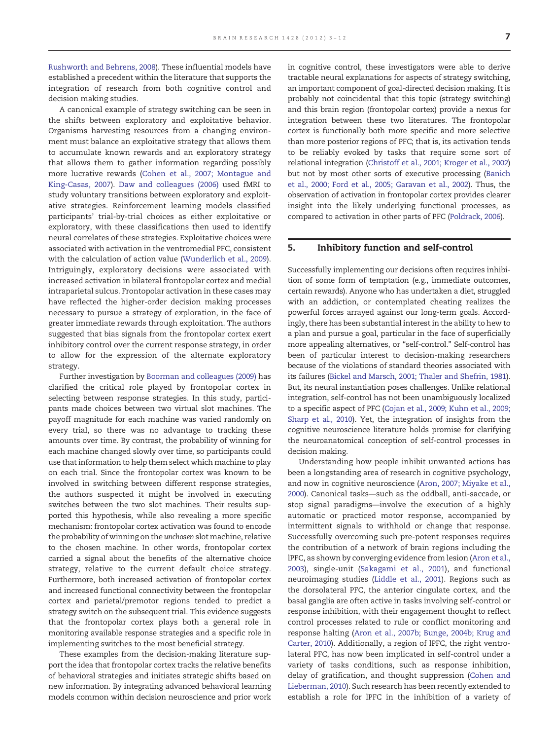Rushworth and Behrens, 2008). These influential models have established a precedent within the literature that supports the integration of research from both cognitive control and decision making studies.

A canonical example of strategy switching can be seen in the shifts between exploratory and exploitative behavior. Organisms harvesting resources from a changing environment must balance an exploitative strategy that allows them to accumulate known rewards and an exploratory strategy that allows them to gather information regarding possibly more lucrative rewards (Cohen et al., 2007; Montague and King-Casas, 2007). Daw and colleagues (2006) used fMRI to study voluntary transitions between exploratory and exploitative strategies. Reinforcement learning models classified participants' trial-by-trial choices as either exploitative or exploratory, with these classifications then used to identify neural correlates of these strategies. Exploitative choices were associated with activation in the ventromedial PFC, consistent with the calculation of action value (Wunderlich et al., 2009). Intriguingly, exploratory decisions were associated with increased activation in bilateral frontopolar cortex and medial intraparietal sulcus. Frontopolar activation in these cases may have reflected the higher-order decision making processes necessary to pursue a strategy of exploration, in the face of greater immediate rewards through exploitation. The authors suggested that bias signals from the frontopolar cortex exert inhibitory control over the current response strategy, in order to allow for the expression of the alternate exploratory strategy.

Further investigation by Boorman and colleagues (2009) has clarified the critical role played by frontopolar cortex in selecting between response strategies. In this study, participants made choices between two virtual slot machines. The payoff magnitude for each machine was varied randomly on every trial, so there was no advantage to tracking these amounts over time. By contrast, the probability of winning for each machine changed slowly over time, so participants could use that information to help them select which machine to play on each trial. Since the frontopolar cortex was known to be involved in switching between different response strategies, the authors suspected it might be involved in executing switches between the two slot machines. Their results supported this hypothesis, while also revealing a more specific mechanism: frontopolar cortex activation was found to encode the probability of winning on the *unchosen* slot machine, relative to the chosen machine. In other words, frontopolar cortex carried a signal about the benefits of the alternative choice strategy, relative to the current default choice strategy. Furthermore, both increased activation of frontopolar cortex and increased functional connectivity between the frontopolar cortex and parietal/premotor regions tended to predict a strategy switch on the subsequent trial. This evidence suggests that the frontopolar cortex plays both a general role in monitoring available response strategies and a specific role in implementing switches to the most beneficial strategy.

These examples from the decision-making literature support the idea that frontopolar cortex tracks the relative benefits of behavioral strategies and initiates strategic shifts based on new information. By integrating advanced behavioral learning models common within decision neuroscience and prior work in cognitive control, these investigators were able to derive tractable neural explanations for aspects of strategy switching, an important component of goal-directed decision making. It is probably not coincidental that this topic (strategy switching) and this brain region (frontopolar cortex) provide a nexus for integration between these two literatures. The frontopolar cortex is functionally both more specific and more selective than more posterior regions of PFC; that is, its activation tends to be reliably evoked by tasks that require some sort of relational integration (Christoff et al., 2001; Kroger et al., 2002) but not by most other sorts of executive processing (Banich et al., 2000; Ford et al., 2005; Garavan et al., 2002). Thus, the observation of activation in frontopolar cortex provides clearer insight into the likely underlying functional processes, as compared to activation in other parts of PFC (Poldrack, 2006).

## 5. Inhibitory function and self-control

Successfully implementing our decisions often requires inhibition of some form of temptation (e.g., immediate outcomes, certain rewards). Anyone who has undertaken a diet, struggled with an addiction, or contemplated cheating realizes the powerful forces arrayed against our long-term goals. Accordingly, there has been substantial interest in the ability to hew to a plan and pursue a goal, particular in the face of superficially more appealing alternatives, or "self-control." Self-control has been of particular interest to decision-making researchers because of the violations of standard theories associated with its failures (Bickel and Marsch, 2001; Thaler and Shefrin, 1981). But, its neural instantiation poses challenges. Unlike relational integration, self-control has not been unambiguously localized to a specific aspect of PFC (Cojan et al., 2009; Kuhn et al., 2009; Sharp et al., 2010). Yet, the integration of insights from the cognitive neuroscience literature holds promise for clarifying the neuroanatomical conception of self-control processes in decision making.

Understanding how people inhibit unwanted actions has been a longstanding area of research in cognitive psychology, and now in cognitive neuroscience (Aron, 2007; Miyake et al., 2000). Canonical tasks—such as the oddball, anti-saccade, or stop signal paradigms—involve the execution of a highly automatic or practiced motor response, accompanied by intermittent signals to withhold or change that response. Successfully overcoming such pre-potent responses requires the contribution of a network of brain regions including the lPFC, as shown by converging evidence from lesion (Aron et al., 2003), single-unit (Sakagami et al., 2001), and functional neuroimaging studies (Liddle et al., 2001). Regions such as the dorsolateral PFC, the anterior cingulate cortex, and the basal ganglia are often active in tasks involving self-control or response inhibition, with their engagement thought to reflect control processes related to rule or conflict monitoring and response halting (Aron et al., 2007b; Bunge, 2004b; Krug and Carter, 2010). Additionally, a region of lPFC, the right ventrolateral PFC, has now been implicated in self-control under a variety of tasks conditions, such as response inhibition, delay of gratification, and thought suppression (Cohen and Lieberman, 2010). Such research has been recently extended to establish a role for lPFC in the inhibition of a variety of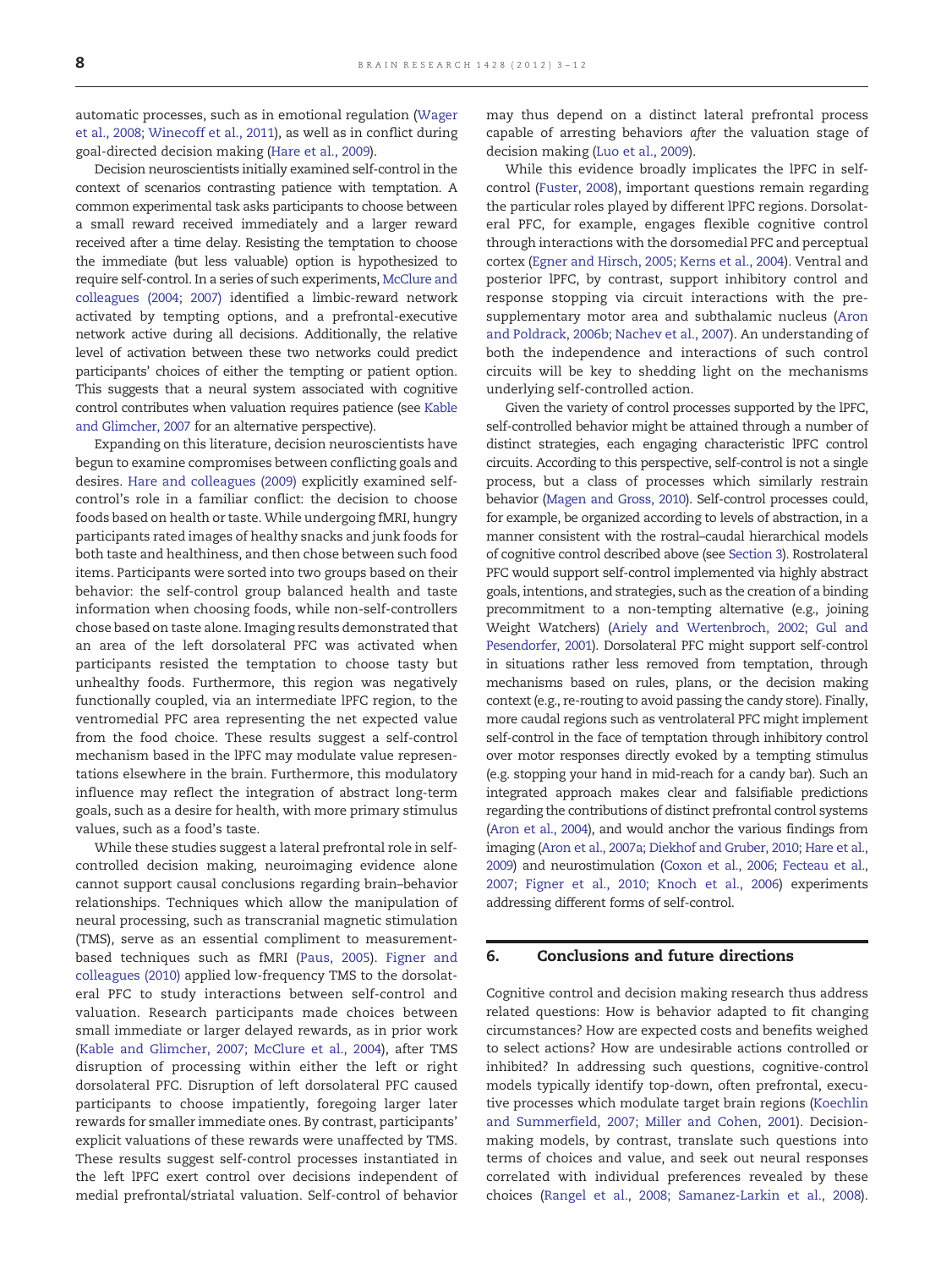automatic processes, such as in emotional regulation (Wager et al., 2008; Winecoff et al., 2011), as well as in conflict during goal-directed decision making (Hare et al., 2009).

Decision neuroscientists initially examined self-control in the context of scenarios contrasting patience with temptation. A common experimental task asks participants to choose between a small reward received immediately and a larger reward received after a time delay. Resisting the temptation to choose the immediate (but less valuable) option is hypothesized to require self-control. In a series of such experiments, McClure and colleagues (2004; 2007) identified a limbic-reward network activated by tempting options, and a prefrontal-executive network active during all decisions. Additionally, the relative level of activation between these two networks could predict participants' choices of either the tempting or patient option. This suggests that a neural system associated with cognitive control contributes when valuation requires patience (see Kable and Glimcher, 2007 for an alternative perspective).

Expanding on this literature, decision neuroscientists have begun to examine compromises between conflicting goals and desires. Hare and colleagues (2009) explicitly examined self-control's role in a familiar conflict: the decision to choose foods based on health or taste. While undergoing fMRI, hungry participants rated images of healthy snacks and junk foods for both taste and healthiness, and then chose between such food items. Participants were sorted into two groups based on their behavior: the self-control group balanced health and taste information when choosing foods, while non-self-controllers chose based on taste alone. Imaging results demonstrated that an area of the left dorsolateral PFC was activated when participants resisted the temptation to choose tasty but unhealthy foods. Furthermore, this region was negatively functionally coupled, via an intermediate lPFC region, to the ventromedial PFC area representing the net expected value from the food choice. These results suggest a self-control mechanism based in the lPFC may modulate value representations elsewhere in the brain. Furthermore, this modulatory influence may reflect the integration of abstract long-term goals, such as a desire for health, with more primary stimulus values, such as a food's taste.

While these studies suggest a lateral prefrontal role in self-controlled decision making, neuroimaging evidence alone cannot support causal conclusions regarding brain–behavior relationships. Techniques which allow the manipulation of neural processing, such as transcranial magnetic stimulation (TMS), serve as an essential compliment to measurement-based techniques such as fMRI (Paus, 2005). Figner and colleagues (2010) applied low-frequency TMS to the dorsolateral PFC to study interactions between self-control and valuation. Research participants made choices between small immediate or larger delayed rewards, as in prior work (Kable and Glimcher, 2007; McClure et al., 2004), after TMS disruption of processing within either the left or right dorsolateral PFC. Disruption of left dorsolateral PFC caused participants to choose impatiently, foregoing larger later rewards for smaller immediate ones. By contrast, participants' explicit valuations of these rewards were unaffected by TMS. These results suggest self-control processes instantiated in the left lPFC exert control over decisions independent of medial prefrontal/striatal valuation. Self-control of behavior may thus depend on a distinct lateral prefrontal process capable of arresting behaviors *after* the valuation stage of decision making (Luo et al., 2009).

While this evidence broadly implicates the lPFC in self-control (Fuster, 2008), important questions remain regarding the particular roles played by different lPFC regions. Dorsolateral PFC, for example, engages flexible cognitive control through interactions with the dorsomedial PFC and perceptual cortex (Egner and Hirsch, 2005; Kerns et al., 2004). Ventral and posterior lPFC, by contrast, support inhibitory control and response stopping via circuit interactions with the pre-supplementary motor area and subthalamic nucleus (Aron and Poldrack, 2006b; Nachev et al., 2007). An understanding of both the independence and interactions of such control circuits will be key to shedding light on the mechanisms underlying self-controlled action.

Given the variety of control processes supported by the lPFC, self-controlled behavior might be attained through a number of distinct strategies, each engaging characteristic lPFC control circuits. According to this perspective, self-control is not a single process, but a class of processes which similarly restrain behavior (Magen and Gross, 2010). Self-control processes could, for example, be organized according to levels of abstraction, in a manner consistent with the rostral–caudal hierarchical models of cognitive control described above (see Section 3). Rostrolateral PFC would support self-control implemented via highly abstract goals, intentions, and strategies, such as the creation of a binding precommitment to a non-tempting alternative (e.g., joining Weight Watchers) (Ariely and Wertenbroch, 2002; Gul and Pesendorfer, 2001). Dorsolateral PFC might support self-control in situations rather less removed from temptation, through mechanisms based on rules, plans, or the decision making context (e.g., re-routing to avoid passing the candy store). Finally, more caudal regions such as ventrolateral PFC might implement self-control in the face of temptation through inhibitory control over motor responses directly evoked by a tempting stimulus (e.g. stopping your hand in mid-reach for a candy bar). Such an integrated approach makes clear and falsifiable predictions regarding the contributions of distinct prefrontal control systems (Aron et al., 2004), and would anchor the various findings from imaging (Aron et al., 2007a; Diekhof and Gruber, 2010; Hare et al., 2009) and neurostimulation (Coxon et al., 2006; Fecteau et al., 2007; Figner et al., 2010; Knoch et al., 2006) experiments addressing different forms of self-control.

## 6. Conclusions and future directions

Cognitive control and decision making research thus address related questions: How is behavior adapted to fit changing circumstances? How are expected costs and benefits weighed to select actions? How are undesirable actions controlled or inhibited? In addressing such questions, cognitive-control models typically identify top-down, often prefrontal, executive processes which modulate target brain regions (Koechlin and Summerfield, 2007; Miller and Cohen, 2001). Decision-making models, by contrast, translate such questions into terms of choices and value, and seek out neural responses correlated with individual preferences revealed by these choices (Rangel et al., 2008; Samanez-Larkin et al., 2008).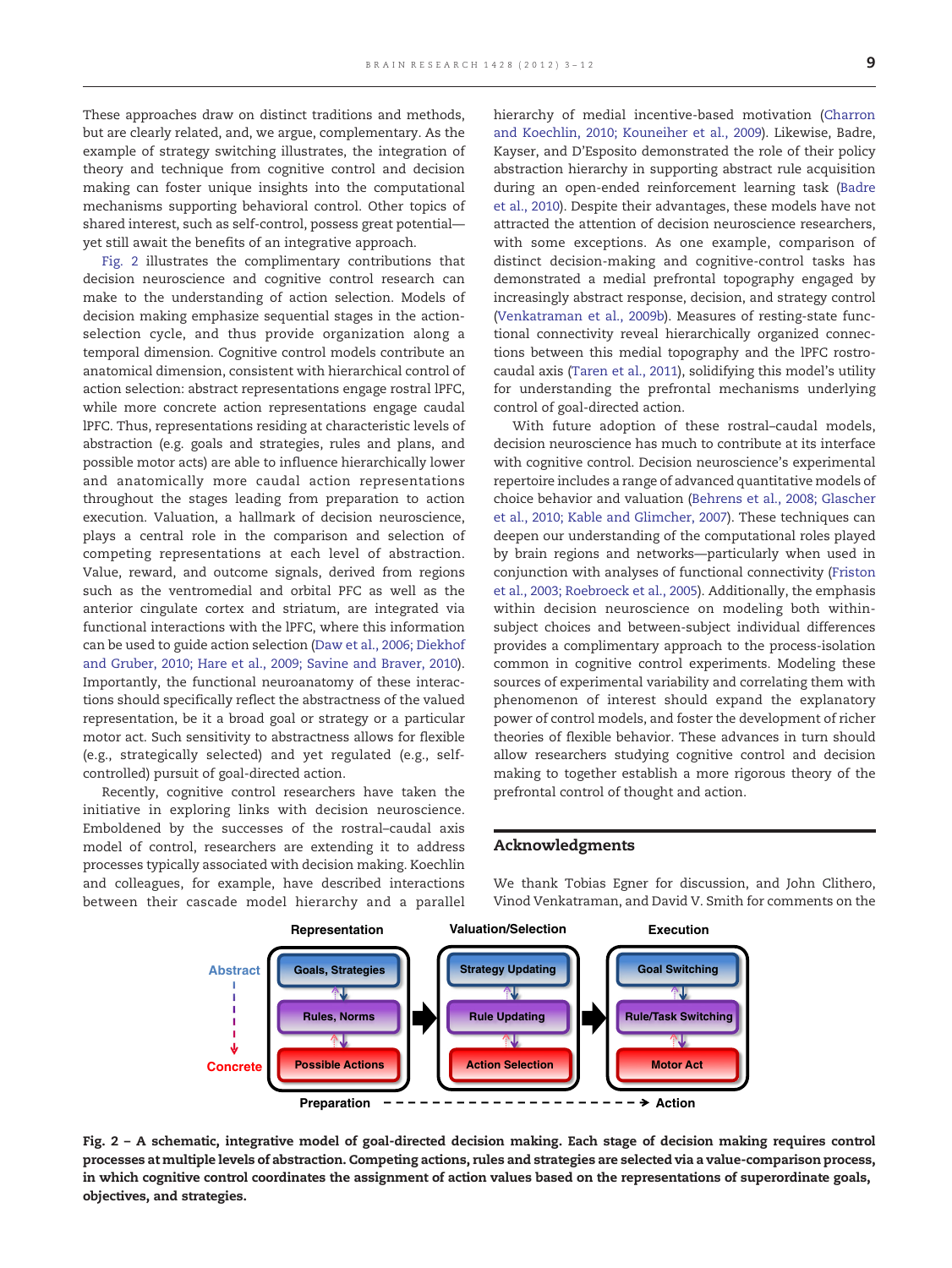These approaches draw on distinct traditions and methods, but are clearly related, and, we argue, complementary. As the example of strategy switching illustrates, the integration of theory and technique from cognitive control and decision making can foster unique insights into the computational mechanisms supporting behavioral control. Other topics of shared interest, such as self-control, possess great potential—yet still await the benefits of an integrative approach.

Fig. 2 illustrates the complimentary contributions that decision neuroscience and cognitive control research can make to the understanding of action selection. Models of decision making emphasize sequential stages in the action-selection cycle, and thus provide organization along a temporal dimension. Cognitive control models contribute an anatomical dimension, consistent with hierarchical control of action selection: abstract representations engage rostral lPFC, while more concrete action representations engage caudal lPFC. Thus, representations residing at characteristic levels of abstraction (e.g. goals and strategies, rules and plans, and possible motor acts) are able to influence hierarchically lower and anatomically more caudal action representations throughout the stages leading from preparation to action execution. Valuation, a hallmark of decision neuroscience, plays a central role in the comparison and selection of competing representations at each level of abstraction. Value, reward, and outcome signals, derived from regions such as the ventromedial and orbital PFC as well as the anterior cingulate cortex and striatum, are integrated via functional interactions with the lPFC, where this information can be used to guide action selection (Daw et al., 2006; Diekhof and Gruber, 2010; Hare et al., 2009; Savine and Braver, 2010). Importantly, the functional neuroanatomy of these interactions should specifically reflect the abstractness of the valued representation, be it a broad goal or strategy or a particular motor act. Such sensitivity to abstractness allows for flexible (e.g., strategically selected) and yet regulated (e.g., self-controlled) pursuit of goal-directed action.

Recently, cognitive control researchers have taken the initiative in exploring links with decision neuroscience. Emboldened by the successes of the rostral–caudal axis model of control, researchers are extending it to address processes typically associated with decision making. Koechlin and colleagues, for example, have described interactions between their cascade model hierarchy and a parallel hierarchy of medial incentive-based motivation (Charron and Koechlin, 2010; Kouneiher et al., 2009). Likewise, Badre, Kayser, and D'Esposito demonstrated the role of their policy abstraction hierarchy in supporting abstract rule acquisition during an open-ended reinforcement learning task (Badre et al., 2010). Despite their advantages, these models have not attracted the attention of decision neuroscience researchers, with some exceptions. As one example, comparison of distinct decision-making and cognitive-control tasks has demonstrated a medial prefrontal topography engaged by increasingly abstract response, decision, and strategy control (Venkatraman et al., 2009b). Measures of resting-state functional connectivity reveal hierarchically organized connections between this medial topography and the lPFC rostro-caudal axis (Taren et al., 2011), solidifying this model's utility for understanding the prefrontal mechanisms underlying control of goal-directed action.

With future adoption of these rostral–caudal models, decision neuroscience has much to contribute at its interface with cognitive control. Decision neuroscience's experimental repertoire includes a range of advanced quantitative models of choice behavior and valuation (Behrens et al., 2008; Glascher et al., 2010; Kable and Glimcher, 2007). These techniques can deepen our understanding of the computational roles played by brain regions and networks—particularly when used in conjunction with analyses of functional connectivity (Friston et al., 2003; Roebroeck et al., 2005). Additionally, the emphasis within decision neuroscience on modeling both within-subject choices and between-subject individual differences provides a complimentary approach to the process-isolation common in cognitive control experiments. Modeling these sources of experimental variability and correlating them with phenomenon of interest should expand the explanatory power of control models, and foster the development of richer theories of flexible behavior. These advances in turn should allow researchers studying cognitive control and decision making to together establish a more rigorous theory of the prefrontal control of thought and action.

## Acknowledgments

We thank Tobias Egner for discussion, and John Clithero, Vinod Venkatraman, and David V. Smith for comments on the

**Fig. 2 – A schematic, integrative model of goal-directed decision making. Each stage of decision making requires control processes at multiple levels of abstraction. Competing actions, rules and strategies are selected via a value-comparison process, in which cognitive control coordinates the assignment of action values based on the representations of superordinate goals, objectives, and strategies.**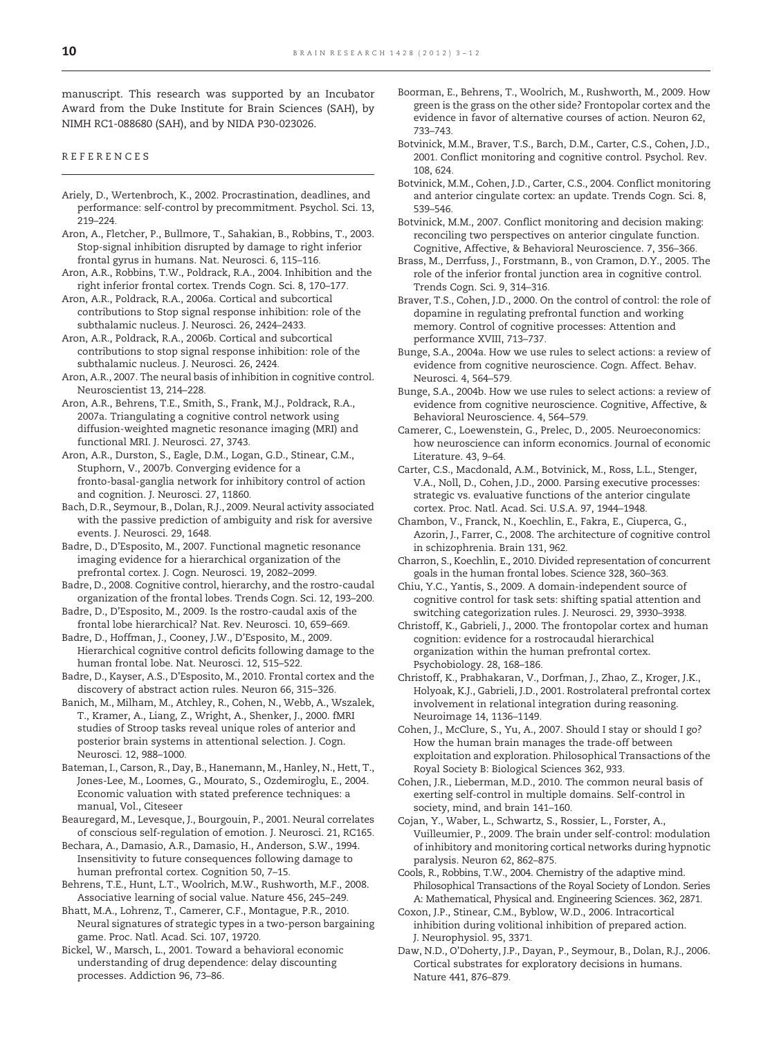manuscript. This research was supported by an Incubator Award from the Duke Institute for Brain Sciences (SAH), by NIMH RC1-088680 (SAH), and by NIDA P30-023026.

## REFERENCES

Ariely, D., Wertenbroch, K., 2002. Procrastination, deadlines, and performance: self-control by precommitment. Psychol. Sci. 13, 219–224.

Aron, A., Fletcher, P., Bullmore, T., Sahakian, B., Robbins, T., 2003. Stop-signal inhibition disrupted by damage to right inferior frontal gyrus in humans. Nat. Neurosci. 6, 115–116.

Aron, A.R., Robbins, T.W., Poldrack, R.A., 2004. Inhibition and the right inferior frontal cortex. Trends Cogn. Sci. 8, 170–177.

Aron, A.R., Poldrack, R.A., 2006a. Cortical and subcortical contributions to Stop signal response inhibition: role of the subthalamic nucleus. J. Neurosci. 26, 2424–2433.

Aron, A.R., Poldrack, R.A., 2006b. Cortical and subcortical contributions to stop signal response inhibition: role of the subthalamic nucleus. J. Neurosci. 26, 2424.

Aron, A.R., 2007. The neural basis of inhibition in cognitive control. Neuroscientist 13, 214–228.

Aron, A.R., Behrens, T.E., Smith, S., Frank, M.J., Poldrack, R.A., 2007a. Triangulating a cognitive control network using diffusion-weighted magnetic resonance imaging (MRI) and functional MRI. J. Neurosci. 27, 3743.

Aron, A.R., Durston, S., Eagle, D.M., Logan, G.D., Stinear, C.M., Stuphorn, V., 2007b. Converging evidence for a fronto-basal-ganglia network for inhibitory control of action and cognition. J. Neurosci. 27, 11860.

Bach, D.R., Seymour, B., Dolan, R.J., 2009. Neural activity associated with the passive prediction of ambiguity and risk for aversive events. J. Neurosci. 29, 1648.

Badre, D., D'Esposito, M., 2007. Functional magnetic resonance imaging evidence for a hierarchical organization of the prefrontal cortex. J. Cogn. Neurosci. 19, 2082–2099.

Badre, D., 2008. Cognitive control, hierarchy, and the rostro-caudal organization of the frontal lobes. Trends Cogn. Sci. 12, 193–200.

Badre, D., D'Esposito, M., 2009. Is the rostro-caudal axis of the frontal lobe hierarchical? Nat. Rev. Neurosci. 10, 659–669.

Badre, D., Hoffman, J., Cooney, J.W., D'Esposito, M., 2009. Hierarchical cognitive control deficits following damage to the human frontal lobe. Nat. Neurosci. 12, 515–522.

Badre, D., Kayser, A.S., D'Esposito, M., 2010. Frontal cortex and the discovery of abstract action rules. Neuron 66, 315–326.

Banich, M., Milham, M., Atchley, R., Cohen, N., Webb, A., Wszalek, T., Kramer, A., Liang, Z., Wright, A., Shenker, J., 2000. fMRI studies of Stroop tasks reveal unique roles of anterior and posterior brain systems in attentional selection. J. Cogn. Neurosci. 12, 988–1000.

Bateman, I., Carson, R., Day, B., Hanemann, M., Hanley, N., Hett, T., Jones-Lee, M., Loomes, G., Mourato, S., Ozdemiroglu, E., 2004. Economic valuation with stated preference techniques: a manual, Vol., Citeseer

Beauregard, M., Levesque, J., Bourgouin, P., 2001. Neural correlates of conscious self-regulation of emotion. J. Neurosci. 21, RC165.

Bechara, A., Damasio, A.R., Damasio, H., Anderson, S.W., 1994. Insensitivity to future consequences following damage to human prefrontal cortex. Cognition 50, 7–15.

Behrens, T.E., Hunt, L.T., Woolrich, M.W., Rushworth, M.F., 2008. Associative learning of social value. Nature 456, 245–249.

Bhatt, M.A., Lohrenz, T., Camerer, C.F., Montague, P.R., 2010. Neural signatures of strategic types in a two-person bargaining game. Proc. Natl. Acad. Sci. 107, 19720.

Bickel, W., Marsch, L., 2001. Toward a behavioral economic understanding of drug dependence: delay discounting processes. Addiction 96, 73–86.

Boorman, E., Behrens, T., Woolrich, M., Rushworth, M., 2009. How green is the grass on the other side? Frontopolar cortex and the evidence in favor of alternative courses of action. Neuron 62, 733–743.

Botvinick, M.M., Braver, T.S., Barch, D.M., Carter, C.S., Cohen, J.D., 2001. Conflict monitoring and cognitive control. Psychol. Rev. 108, 624.

Botvinick, M.M., Cohen, J.D., Carter, C.S., 2004. Conflict monitoring and anterior cingulate cortex: an update. Trends Cogn. Sci. 8, 539–546.

Botvinick, M.M., 2007. Conflict monitoring and decision making: reconciling two perspectives on anterior cingulate function. Cognitive, Affective, & Behavioral Neuroscience. 7, 356–366.

Brass, M., Derrfuss, J., Forstmann, B., von Cramon, D.Y., 2005. The role of the inferior frontal junction area in cognitive control. Trends Cogn. Sci. 9, 314–316.

Braver, T.S., Cohen, J.D., 2000. On the control of control: the role of dopamine in regulating prefrontal function and working memory. Control of cognitive processes: Attention and performance XVIII, 713–737.

Bunge, S.A., 2004a. How we use rules to select actions: a review of evidence from cognitive neuroscience. Cogn. Affect. Behav. Neurosci. 4, 564–579.

Bunge, S.A., 2004b. How we use rules to select actions: a review of evidence from cognitive neuroscience. Cognitive, Affective, & Behavioral Neuroscience. 4, 564–579.

Camerer, C., Loewenstein, G., Prelec, D., 2005. Neuroeconomics: how neuroscience can inform economics. Journal of economic Literature. 43, 9–64.

Carter, C.S., Macdonald, A.M., Botvinick, M., Ross, L.L., Stenger, V.A., Noll, D., Cohen, J.D., 2000. Parsing executive processes: strategic vs. evaluative functions of the anterior cingulate cortex. Proc. Natl. Acad. Sci. U.S.A. 97, 1944–1948.

Chambon, V., Franck, N., Koechlin, E., Fakra, E., Ciuperca, G., Azorin, J., Farrer, C., 2008. The architecture of cognitive control in schizophrenia. Brain 131, 962.

Charron, S., Koechlin, E., 2010. Divided representation of concurrent goals in the human frontal lobes. Science 328, 360–363.

Chiu, Y.C., Yantis, S., 2009. A domain-independent source of cognitive control for task sets: shifting spatial attention and switching categorization rules. J. Neurosci. 29, 3930–3938.

Christoff, K., Gabrieli, J., 2000. The frontopolar cortex and human cognition: evidence for a rostrocaudal hierarchical organization within the human prefrontal cortex. Psychobiology. 28, 168–186.

Christoff, K., Prabhakaran, V., Dorfman, J., Zhao, Z., Kroger, J.K., Holyoak, K.J., Gabrieli, J.D., 2001. Rostrolateral prefrontal cortex involvement in relational integration during reasoning. Neuroimage 14, 1136–1149.

Cohen, J., McClure, S., Yu, A., 2007. Should I stay or should I go? How the human brain manages the trade-off between exploitation and exploration. Philosophical Transactions of the Royal Society B: Biological Sciences 362, 933.

Cohen, J.R., Lieberman, M.D., 2010. The common neural basis of exerting self-control in multiple domains. Self-control in society, mind, and brain 141–160.

Cojan, Y., Waber, L., Schwartz, S., Rossier, L., Forster, A., Vuilleumier, P., 2009. The brain under self-control: modulation of inhibitory and monitoring cortical networks during hypnotic paralysis. Neuron 62, 862–875.

Cools, R., Robbins, T.W., 2004. Chemistry of the adaptive mind. Philosophical Transactions of the Royal Society of London. Series A: Mathematical, Physical and. Engineering Sciences. 362, 2871.

Coxon, J.P., Stinear, C.M., Byblow, W.D., 2006. Intracortical inhibition during volitional inhibition of prepared action. J. Neurophysiol. 95, 3371.

Daw, N.D., O'Doherty, J.P., Dayan, P., Seymour, B., Dolan, R.J., 2006. Cortical substrates for exploratory decisions in humans. Nature 441, 876–879.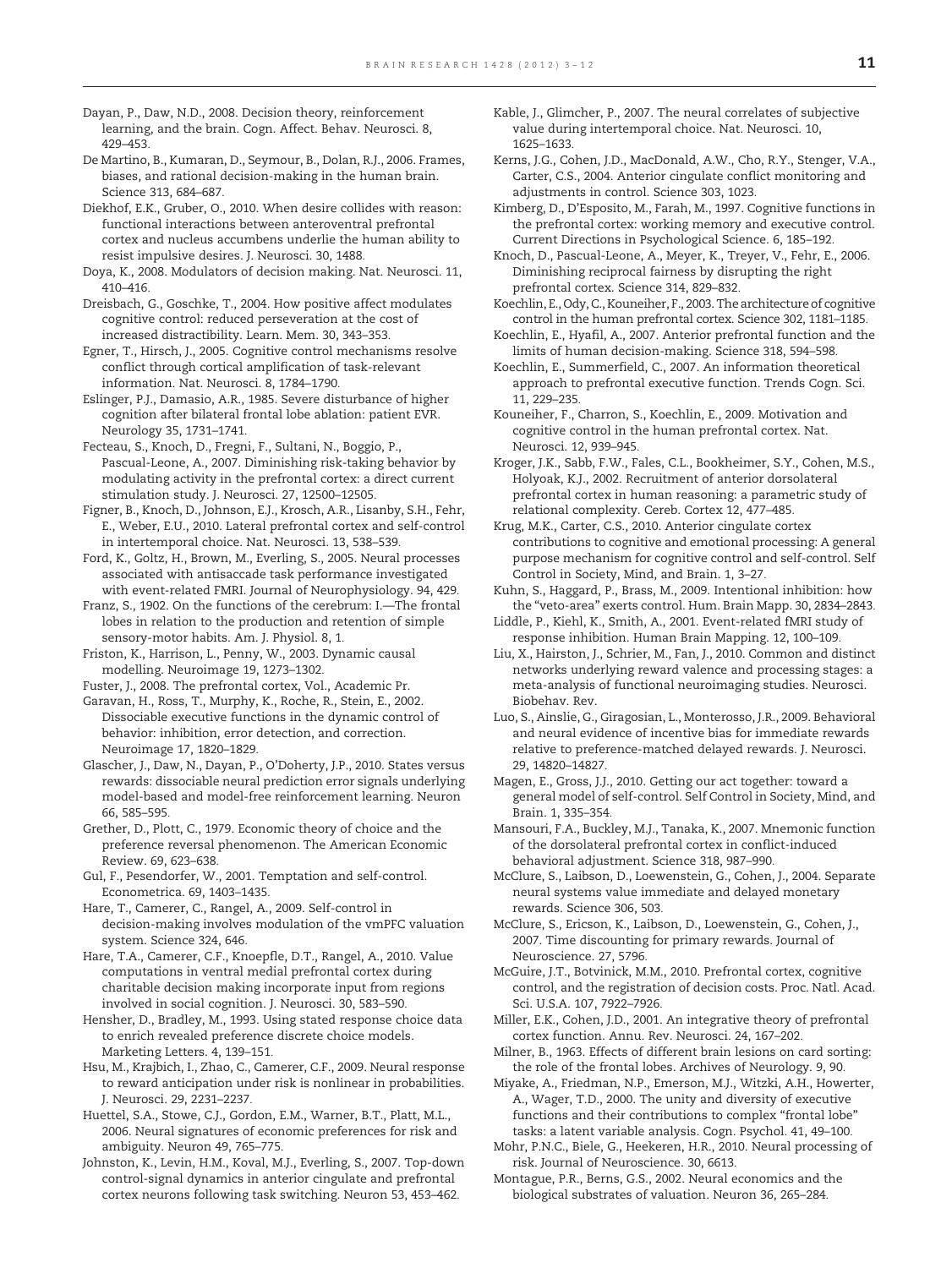Dayan, P., Daw, N.D., 2008. Decision theory, reinforcement learning, and the brain. Cogn. Affect. Behav. Neurosci. 8, 429–453.

De Martino, B., Kumaran, D., Seymour, B., Dolan, R.J., 2006. Frames, biases, and rational decision-making in the human brain. Science 313, 684–687.

Diekhof, E.K., Gruber, O., 2010. When desire collides with reason: functional interactions between anteroventral prefrontal cortex and nucleus accumbens underlie the human ability to resist impulsive desires. J. Neurosci. 30, 1488.

Doya, K., 2008. Modulators of decision making. Nat. Neurosci. 11, 410–416.

Dreisbach, G., Goschke, T., 2004. How positive affect modulates cognitive control: reduced perseveration at the cost of increased distractibility. Learn. Mem. 30, 343–353.

Egner, T., Hirsch, J., 2005. Cognitive control mechanisms resolve conflict through cortical amplification of task-relevant information. Nat. Neurosci. 8, 1784–1790.

Eslinger, P.J., Damasio, A.R., 1985. Severe disturbance of higher cognition after bilateral frontal lobe ablation: patient EVR. Neurology 35, 1731–1741.

Fecteau, S., Knoch, D., Fregni, F., Sultani, N., Boggio, P., Pascual-Leone, A., 2007. Diminishing risk-taking behavior by modulating activity in the prefrontal cortex: a direct current stimulation study. J. Neurosci. 27, 12500–12505.

Figner, B., Knoch, D., Johnson, E.J., Krosch, A.R., Lisanby, S.H., Fehr, E., Weber, E.U., 2010. Lateral prefrontal cortex and self-control in intertemporal choice. Nat. Neurosci. 13, 538–539.

Ford, K., Goltz, H., Brown, M., Everling, S., 2005. Neural processes associated with antisaccade task performance investigated with event-related FMRI. Journal of Neurophysiology. 94, 429.

Franz, S., 1902. On the functions of the cerebrum: I.—The frontal lobes in relation to the production and retention of simple sensory-motor habits. Am. J. Physiol. 8, 1.

Friston, K., Harrison, L., Penny, W., 2003. Dynamic causal modelling. Neuroimage 19, 1273–1302.

Fuster, J., 2008. The prefrontal cortex, Vol., Academic Pr.

Garavan, H., Ross, T., Murphy, K., Roche, R., Stein, E., 2002. Dissociable executive functions in the dynamic control of behavior: inhibition, error detection, and correction. Neuroimage 17, 1820–1829.

Glascher, J., Daw, N., Dayan, P., O'Doherty, J.P., 2010. States versus rewards: dissociable neural prediction error signals underlying model-based and model-free reinforcement learning. Neuron 66, 585–595.

Grether, D., Plott, C., 1979. Economic theory of choice and the preference reversal phenomenon. The American Economic Review. 69, 623–638.

Gul, F., Pesendorfer, W., 2001. Temptation and self-control. Econometrica. 69, 1403–1435.

Hare, T., Camerer, C., Rangel, A., 2009. Self-control in decision-making involves modulation of the vmPFC valuation system. Science 324, 646.

Hare, T.A., Camerer, C.F., Knoepfle, D.T., Rangel, A., 2010. Value computations in ventral medial prefrontal cortex during charitable decision making incorporate input from regions involved in social cognition. J. Neurosci. 30, 583–590.

Hensher, D., Bradley, M., 1993. Using stated response choice data to enrich revealed preference discrete choice models. Marketing Letters. 4, 139–151.

Hsu, M., Krajbich, I., Zhao, C., Camerer, C.F., 2009. Neural response to reward anticipation under risk is nonlinear in probabilities. J. Neurosci. 29, 2231–2237.

Huettel, S.A., Stowe, C.J., Gordon, E.M., Warner, B.T., Platt, M.L., 2006. Neural signatures of economic preferences for risk and ambiguity. Neuron 49, 765–775.

Johnston, K., Levin, H.M., Koval, M.J., Everling, S., 2007. Top-down control-signal dynamics in anterior cingulate and prefrontal cortex neurons following task switching. Neuron 53, 453–462.

Kable, J., Glimcher, P., 2007. The neural correlates of subjective value during intertemporal choice. Nat. Neurosci. 10, 1625–1633.

Kerns, J.G., Cohen, J.D., MacDonald, A.W., Cho, R.Y., Stenger, V.A., Carter, C.S., 2004. Anterior cingulate conflict monitoring and adjustments in control. Science 303, 1023.

Kimberg, D., D'Esposito, M., Farah, M., 1997. Cognitive functions in the prefrontal cortex: working memory and executive control. Current Directions in Psychological Science. 6, 185–192.

Knoch, D., Pascual-Leone, A., Meyer, K., Treyer, V., Fehr, E., 2006. Diminishing reciprocal fairness by disrupting the right prefrontal cortex. Science 314, 829–832.

Koechlin, E., Ody, C., Kouneiher, F., 2003. The architecture of cognitive control in the human prefrontal cortex. Science 302, 1181–1185.

Koechlin, E., Hyafil, A., 2007. Anterior prefrontal function and the limits of human decision-making. Science 318, 594–598.

Koechlin, E., Summerfield, C., 2007. An information theoretical approach to prefrontal executive function. Trends Cogn. Sci. 11, 229–235.

Kouneiher, F., Charron, S., Koechlin, E., 2009. Motivation and cognitive control in the human prefrontal cortex. Nat. Neurosci. 12, 939–945.

Kroger, J.K., Sabb, F.W., Fales, C.L., Bookheimer, S.Y., Cohen, M.S., Holyoak, K.J., 2002. Recruitment of anterior dorsolateral prefrontal cortex in human reasoning: a parametric study of relational complexity. Cereb. Cortex 12, 477–485.

Krug, M.K., Carter, C.S., 2010. Anterior cingulate cortex contributions to cognitive and emotional processing: A general purpose mechanism for cognitive control and self-control. Self Control in Society, Mind, and Brain. 1, 3–27.

Kuhn, S., Haggard, P., Brass, M., 2009. Intentional inhibition: how the "veto-area" exerts control. Hum. Brain Mapp. 30, 2834–2843.

Liddle, P., Kiehl, K., Smith, A., 2001. Event-related fMRI study of response inhibition. Human Brain Mapping. 12, 100–109.

Liu, X., Hairston, J., Schrier, M., Fan, J., 2010. Common and distinct networks underlying reward valence and processing stages: a meta-analysis of functional neuroimaging studies. Neurosci. Biobehav. Rev.

Luo, S., Ainslie, G., Giragosian, L., Monterosso, J.R., 2009. Behavioral and neural evidence of incentive bias for immediate rewards relative to preference-matched delayed rewards. J. Neurosci. 29, 14820–14827.

Magen, E., Gross, J.J., 2010. Getting our act together: toward a general model of self-control. Self Control in Society, Mind, and Brain. 1, 335–354.

Mansouri, F.A., Buckley, M.J., Tanaka, K., 2007. Mnemonic function of the dorsolateral prefrontal cortex in conflict-induced behavioral adjustment. Science 318, 987–990.

McClure, S., Laibson, D., Loewenstein, G., Cohen, J., 2004. Separate neural systems value immediate and delayed monetary rewards. Science 306, 503.

McClure, S., Ericson, K., Laibson, D., Loewenstein, G., Cohen, J., 2007. Time discounting for primary rewards. Journal of Neuroscience. 27, 5796.

McGuire, J.T., Botvinick, M.M., 2010. Prefrontal cortex, cognitive control, and the registration of decision costs. Proc. Natl. Acad. Sci. U.S.A. 107, 7922–7926.

Miller, E.K., Cohen, J.D., 2001. An integrative theory of prefrontal cortex function. Annu. Rev. Neurosci. 24, 167–202.

Milner, B., 1963. Effects of different brain lesions on card sorting: the role of the frontal lobes. Archives of Neurology. 9, 90.

Miyake, A., Friedman, N.P., Emerson, M.J., Witzki, A.H., Howerter, A., Wager, T.D., 2000. The unity and diversity of executive functions and their contributions to complex "frontal lobe" tasks: a latent variable analysis. Cogn. Psychol. 41, 49–100.

Mohr, P.N.C., Biele, G., Heekeren, H.R., 2010. Neural processing of risk. Journal of Neuroscience. 30, 6613.

Montague, P.R., Berns, G.S., 2002. Neural economics and the biological substrates of valuation. Neuron 36, 265–284.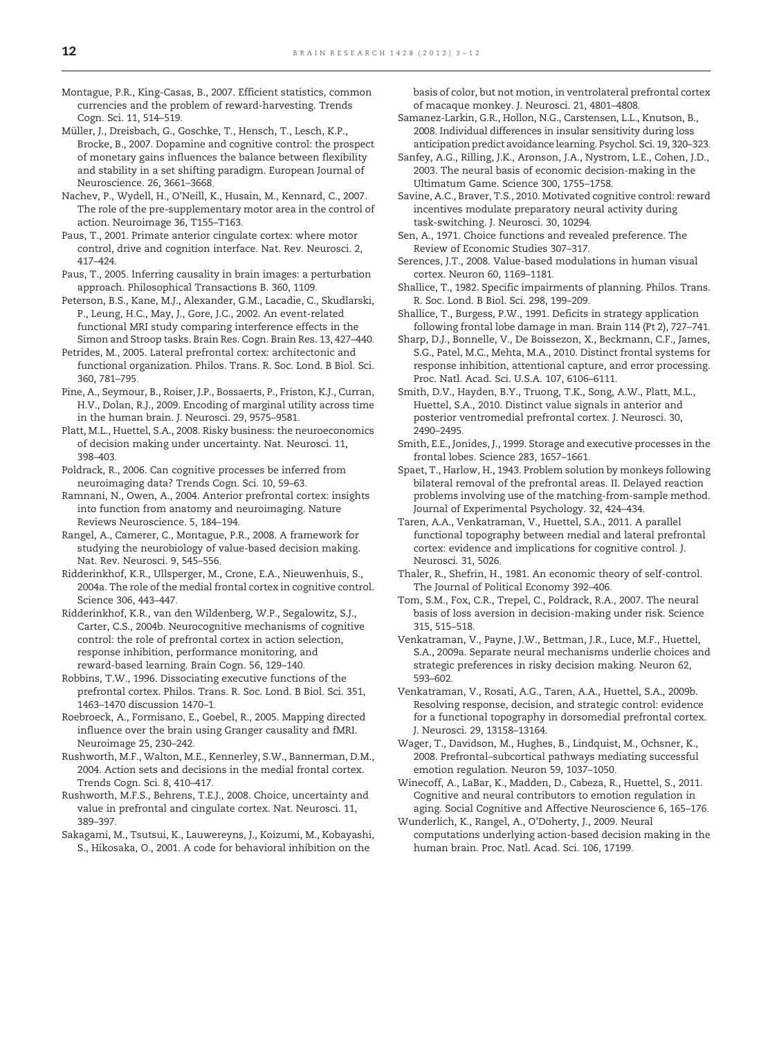Montague, P.R., King-Casas, B., 2007. Efficient statistics, common currencies and the problem of reward-harvesting. Trends Cogn. Sci. 11, 514–519.

Müller, J., Dreisbach, G., Goschke, T., Hensch, T., Lesch, K.P., Brocke, B., 2007. Dopamine and cognitive control: the prospect of monetary gains influences the balance between flexibility and stability in a set shifting paradigm. European Journal of Neuroscience. 26, 3661–3668.

Nachev, P., Wydell, H., O'Neill, K., Husain, M., Kennard, C., 2007. The role of the pre-supplementary motor area in the control of action. Neuroimage 36, T155–T163.

Paus, T., 2001. Primate anterior cingulate cortex: where motor control, drive and cognition interface. Nat. Rev. Neurosci. 2, 417–424.

Paus, T., 2005. Inferring causality in brain images: a perturbation approach. Philosophical Transactions B. 360, 1109.

Peterson, B.S., Kane, M.J., Alexander, G.M., Lacadie, C., Skudlarski, P., Leung, H.C., May, J., Gore, J.C., 2002. An event-related functional MRI study comparing interference effects in the Simon and Stroop tasks. Brain Res. Cogn. Brain Res. 13, 427–440.

Petrides, M., 2005. Lateral prefrontal cortex: architectonic and functional organization. Philos. Trans. R. Soc. Lond. B Biol. Sci. 360, 781–795.

Pine, A., Seymour, B., Roiser, J.P., Bossaerts, P., Friston, K.J., Curran, H.V., Dolan, R.J., 2009. Encoding of marginal utility across time in the human brain. J. Neurosci. 29, 9575–9581.

Platt, M.L., Huettel, S.A., 2008. Risky business: the neuroeconomics of decision making under uncertainty. Nat. Neurosci. 11, 398–403.

Poldrack, R., 2006. Can cognitive processes be inferred from neuroimaging data? Trends Cogn. Sci. 10, 59–63.

Ramnani, N., Owen, A., 2004. Anterior prefrontal cortex: insights into function from anatomy and neuroimaging. Nature Reviews Neuroscience. 5, 184–194.

Rangel, A., Camerer, C., Montague, P.R., 2008. A framework for studying the neurobiology of value-based decision making. Nat. Rev. Neurosci. 9, 545–556.

Ridderinkhof, K.R., Ullsperger, M., Crone, E.A., Nieuwenhuis, S., 2004a. The role of the medial frontal cortex in cognitive control. Science 306, 443–447.

Ridderinkhof, K.R., van den Wildenberg, W.P., Segalowitz, S.J., Carter, C.S., 2004b. Neurocognitive mechanisms of cognitive control: the role of prefrontal cortex in action selection, response inhibition, performance monitoring, and reward-based learning. Brain Cogn. 56, 129–140.

Robbins, T.W., 1996. Dissociating executive functions of the prefrontal cortex. Philos. Trans. R. Soc. Lond. B Biol. Sci. 351, 1463–1470 discussion 1470–1.

Roebroeck, A., Formisano, E., Goebel, R., 2005. Mapping directed influence over the brain using Granger causality and fMRI. Neuroimage 25, 230–242.

Rushworth, M.F., Walton, M.E., Kennerley, S.W., Bannerman, D.M., 2004. Action sets and decisions in the medial frontal cortex. Trends Cogn. Sci. 8, 410–417.

Rushworth, M.F.S., Behrens, T.E.J., 2008. Choice, uncertainty and value in prefrontal and cingulate cortex. Nat. Neurosci. 11, 389–397.

Sakagami, M., Tsutsui, K., Lauwereyns, J., Koizumi, M., Kobayashi, S., Hikosaka, O., 2001. A code for behavioral inhibition on the basis of color, but not motion, in ventrolateral prefrontal cortex of macaque monkey. J. Neurosci. 21, 4801–4808.

Samanez-Larkin, G.R., Hollon, N.G., Carstensen, L.L., Knutson, B., 2008. Individual differences in insular sensitivity during loss anticipation predict avoidance learning. Psychol. Sci. 19, 320–323.

Sanfey, A.G., Rilling, J.K., Aronson, J.A., Nystrom, L.E., Cohen, J.D., 2003. The neural basis of economic decision-making in the Ultimatum Game. Science 300, 1755–1758.

Savine, A.C., Braver, T.S., 2010. Motivated cognitive control: reward incentives modulate preparatory neural activity during task-switching. J. Neurosci. 30, 10294.

Sen, A., 1971. Choice functions and revealed preference. The Review of Economic Studies 307–317.

Serences, J.T., 2008. Value-based modulations in human visual cortex. Neuron 60, 1169–1181.

Shallice, T., 1982. Specific impairments of planning. Philos. Trans. R. Soc. Lond. B Biol. Sci. 298, 199–209.

Shallice, T., Burgess, P.W., 1991. Deficits in strategy application following frontal lobe damage in man. Brain 114 (Pt 2), 727–741.

Sharp, D.J., Bonnelle, V., De Boissezon, X., Beckmann, C.F., James, S.G., Patel, M.C., Mehta, M.A., 2010. Distinct frontal systems for response inhibition, attentional capture, and error processing. Proc. Natl. Acad. Sci. U.S.A. 107, 6106–6111.

Smith, D.V., Hayden, B.Y., Truong, T.K., Song, A.W., Platt, M.L., Huettel, S.A., 2010. Distinct value signals in anterior and posterior ventromedial prefrontal cortex. J. Neurosci. 30, 2490–2495.

Smith, E.E., Jonides, J., 1999. Storage and executive processes in the frontal lobes. Science 283, 1657–1661.

Spaet, T., Harlow, H., 1943. Problem solution by monkeys following bilateral removal of the prefrontal areas. II. Delayed reaction problems involving use of the matching-from-sample method. Journal of Experimental Psychology. 32, 424–434.

Taren, A.A., Venkatraman, V., Huettel, S.A., 2011. A parallel functional topography between medial and lateral prefrontal cortex: evidence and implications for cognitive control. J. Neurosci. 31, 5026.

Thaler, R., Shefrin, H., 1981. An economic theory of self-control. The Journal of Political Economy 392–406.

Tom, S.M., Fox, C.R., Trepel, C., Poldrack, R.A., 2007. The neural basis of loss aversion in decision-making under risk. Science 315, 515–518.

Venkatraman, V., Payne, J.W., Bettman, J.R., Luce, M.F., Huettel, S.A., 2009a. Separate neural mechanisms underlie choices and strategic preferences in risky decision making. Neuron 62, 593–602.

Venkatraman, V., Rosati, A.G., Taren, A.A., Huettel, S.A., 2009b. Resolving response, decision, and strategic control: evidence for a functional topography in dorsomedial prefrontal cortex. J. Neurosci. 29, 13158–13164.

Wager, T., Davidson, M., Hughes, B., Lindquist, M., Ochsner, K., 2008. Prefrontal–subcortical pathways mediating successful emotion regulation. Neuron 59, 1037–1050.

Winecoff, A., LaBar, K., Madden, D., Cabeza, R., Huettel, S., 2011. Cognitive and neural contributors to emotion regulation in aging. Social Cognitive and Affective Neuroscience 6, 165–176.

Wunderlich, K., Rangel, A., O'Doherty, J., 2009. Neural computations underlying action-based decision making in the human brain. Proc. Natl. Acad. Sci. 106, 17199.